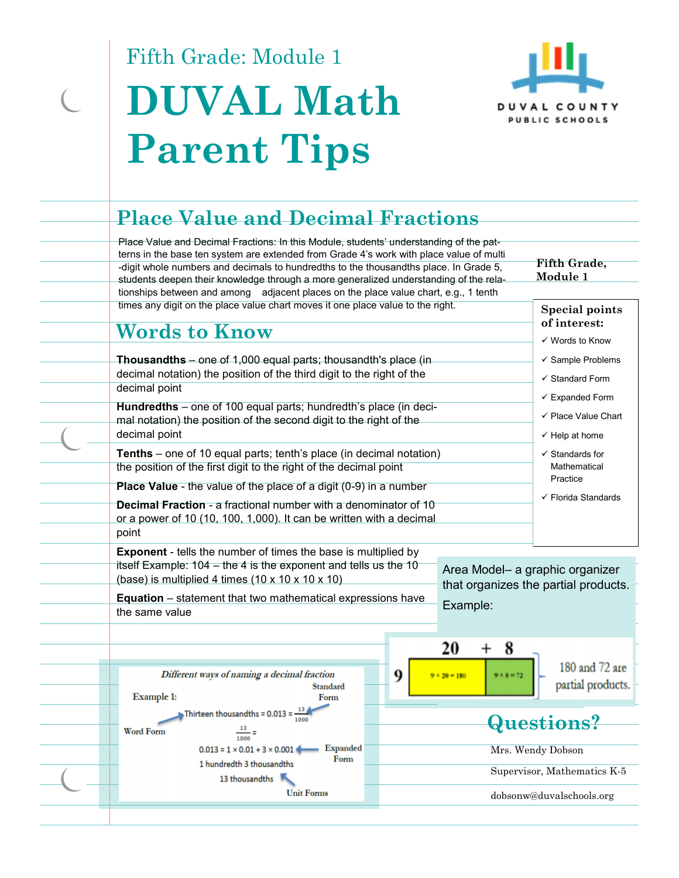Fifth Grade: Module 1

# DUVAL Math Parent Tips

DUVAL COUNTY PUBLIC SCHOOLS

## Place Value and Decimal Fractions

Place Value and Decimal Fractions: In this Module, students' understanding of the patterns in the base ten system are extended from Grade 4's work with place value of multi-digit whole numbers and decimals to hundredths to the thousandths place. In Grade 5, students deepen their knowledge through a more generalized understanding of the relationships between and among adjacent places on the place value chart, e.g., 1 tenth times any digit on the place value chart moves it one place value to the right.

**Fifth Grade, Module 1**

**Special points of interest:**

- ✓ Words to Know
- ✓ Sample Problems
- ✓ Standard Form
- ✓ Expanded Form
- ✓ Place Value Chart
- ✓ Help at home
- ✓ Standards for Mathematical Practice
- ✓ Florida Standards

## Words to Know

**Thousandths** – one of 1,000 equal parts; thousandth's place (in decimal notation) the position of the third digit to the right of the decimal point

**Hundredths** – one of 100 equal parts; hundredth's place (in decimal notation) the position of the second digit to the right of the decimal point

**Tenths** – one of 10 equal parts; tenth's place (in decimal notation) the position of the first digit to the right of the decimal point

**Place Value** - the value of the place of a digit (0-9) in a number

**Decimal Fraction** - a fractional number with a denominator of 10 or a power of 10 (10, 100, 1,000). It can be written with a decimal point

**Exponent** - tells the number of times the base is multiplied by itself Example: 104 – the 4 is the exponent and tells us the 10 (base) is multiplied 4 times (10 x 10 x 10 x 10)

**Equation** – statement that two mathematical expressions have the same value

Area Model– a graphic organizer that organizes the partial products.

Example:

| | 20 | + 8 |
|---|---|---|
| 9 | $9 \times 20 = 180$ | $9 \times 8 = 72$ |

180 and 72 are partial products.

*Different ways of naming a decimal fraction*

Example 1:

- Word Form: Thirteen thousandths = $0.013 = \frac{13}{1000}$ (Standard Form)
- $\frac{13}{1000}$ =
- Expanded Form: $0.013 = 1 \times 0.01 + 3 \times 0.001$
- Unit Forms: 1 hundredth 3 thousandths; 13 thousandths

## Questions?

Mrs. Wendy Dobson

Supervisor, Mathematics K-5

dobsonw@duvalschools.org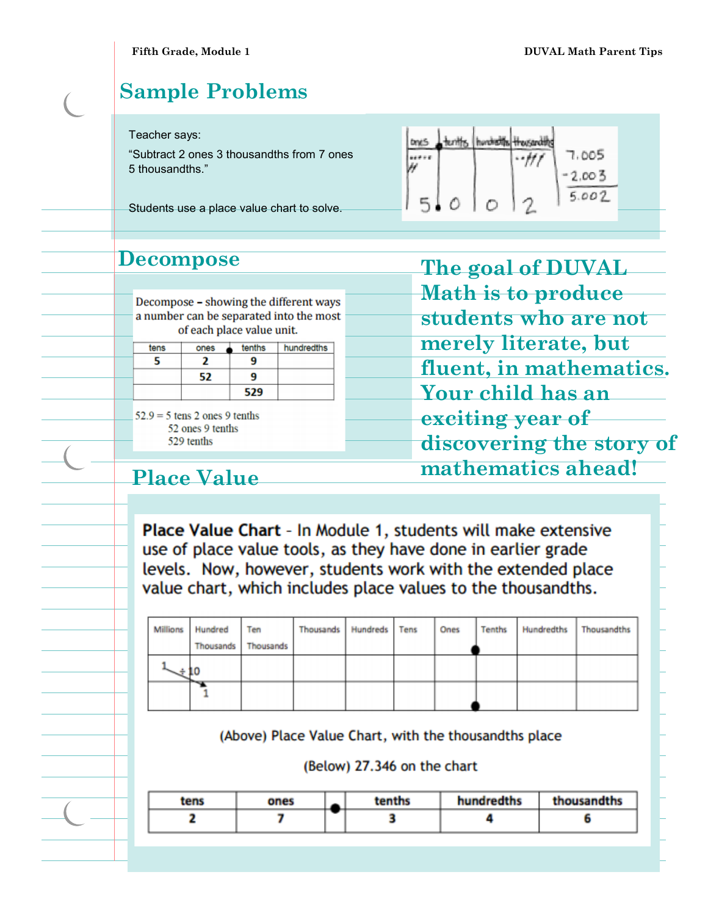## Sample Problems

Teacher says:

"Subtract 2 ones 3 thousandths from 7 ones 5 thousandths."

Students use a place value chart to solve.

| ones | tenths | hundredths | thousandths |
|---|---|---|---|
| ••••• ~~••~~ | | | ••~~•••~~ |
| 5 | 0 | 0 | 2 |

$$\begin{array}{r} 7.005 \\ -2.003 \\ \hline 5.002 \end{array}$$

## Decompose

Decompose – showing the different ways a number can be separated into the most of each place value unit.

| tens | ones | tenths | hundredths |
|---|---|---|---|
| 5 | 2 | 9 | |
| | 52 | 9 | |
| | | 529 | |

52.9 = 5 tens 2 ones 9 tenths
52 ones 9 tenths
529 tenths

**The goal of DUVAL Math is to produce students who are not merely literate, but fluent, in mathematics. Your child has an exciting year of discovering the story of mathematics ahead!**

## Place Value

**Place Value Chart** - In Module 1, students will make extensive use of place value tools, as they have done in earlier grade levels. Now, however, students work with the extended place value chart, which includes place values to the thousandths.

| Millions | Hundred Thousands | Ten Thousands | Thousands | Hundreds | Tens | Ones | Tenths | Hundredths | Thousandths |
|---|---|---|---|---|---|---|---|---|---|
| 1 ÷ 10 | | | | | | | | | |
| | 1 | | | | | | | | |

(Above) Place Value Chart, with the thousandths place

(Below) 27.346 on the chart

| tens | ones | • | tenths | hundredths | thousandths |
|---|---|---|---|---|---|
| 2 | 7 | | 3 | 4 | 6 |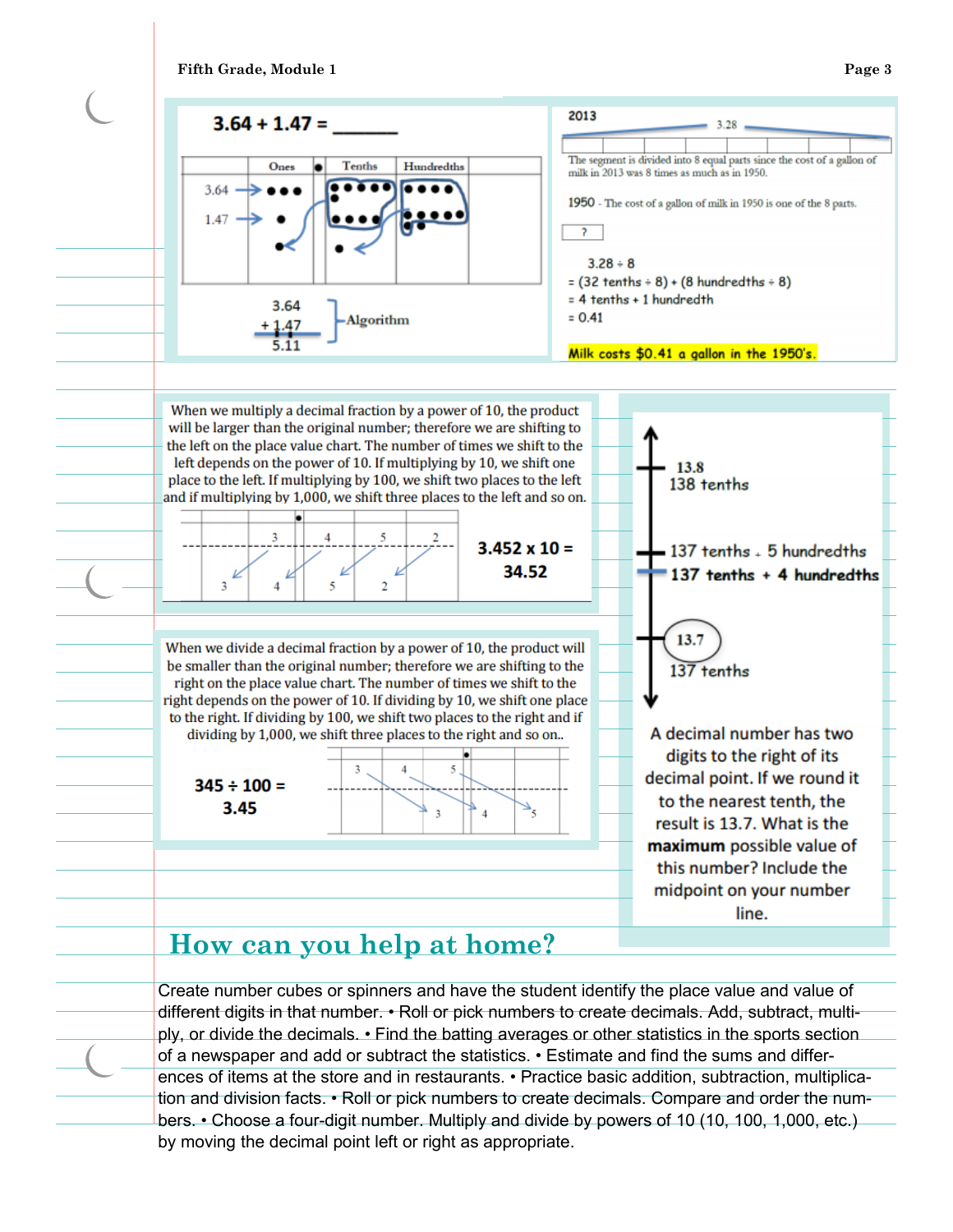**3.64 + 1.47 = ______**

| | Ones | • | Tenths | Hundredths |
|---|---|---|---|---|
| 3.64 → | ••• | | •••••• | •••• |
| 1.47 → | • | | •••• | ••••••• |

3.64
+ 1.47
5.11

Algorithm

**2013**

3.28

The segment is divided into 8 equal parts since the cost of a gallon of milk in 2013 was 8 times as much as in 1950.

1950 - The cost of a gallon of milk in 1950 is one of the 8 parts.

?

3.28 ÷ 8
= (32 tenths ÷ 8) + (8 hundredths ÷ 8)
= 4 tenths + 1 hundredth
= 0.41

Milk costs $0.41 a gallon in the 1950's.

When we multiply a decimal fraction by a power of 10, the product will be larger than the original number; therefore we are shifting to the left on the place value chart. The number of times we shift to the left depends on the power of 10. If multiplying by 10, we shift one place to the left. If multiplying by 100, we shift two places to the left and if multiplying by 1,000, we shift three places to the left and so on.

**3.452 x 10 = 34.52**

When we divide a decimal fraction by a power of 10, the product will be smaller than the original number; therefore we are shifting to the right on the place value chart. The number of times we shift to the right depends on the power of 10. If dividing by 10, we shift one place to the right. If dividing by 100, we shift two places to the right and if dividing by 1,000, we shift three places to the right and so on..

**345 ÷ 100 = 3.45**

13.8
138 tenths

137 tenths + 5 hundredths
**137 tenths + 4 hundredths**

13.7
137 tenths

A decimal number has two digits to the right of its decimal point. If we round it to the nearest tenth, the result is 13.7. What is the **maximum** possible value of this number? Include the midpoint on your number line.

## How can you help at home?

Create number cubes or spinners and have the student identify the place value and value of different digits in that number. • Roll or pick numbers to create decimals. Add, subtract, multiply, or divide the decimals. • Find the batting averages or other statistics in the sports section of a newspaper and add or subtract the statistics. • Estimate and find the sums and differences of items at the store and in restaurants. • Practice basic addition, subtraction, multiplication and division facts. • Roll or pick numbers to create decimals. Compare and order the numbers. • Choose a four-digit number. Multiply and divide by powers of 10 (10, 100, 1,000, etc.) by moving the decimal point left or right as appropriate.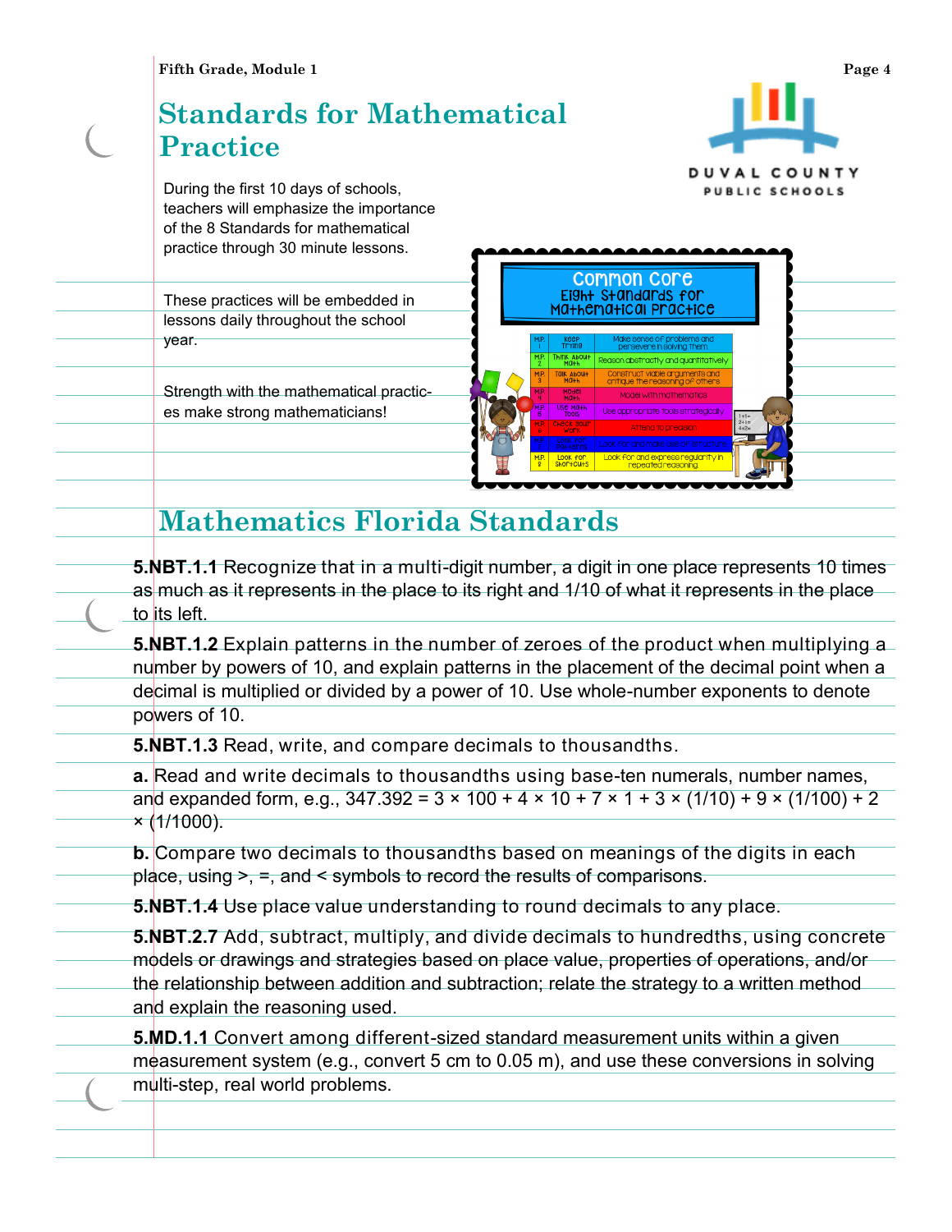## Standards for Mathematical Practice

During the first 10 days of schools, teachers will emphasize the importance of the 8 Standards for mathematical practice through 30 minute lessons.

These practices will be embedded in lessons daily throughout the school year.

Strength with the mathematical practices make strong mathematicians!

Common Core
Eight Standards for Mathematical Practice

| | | |
|---|---|---|
| M.P. 1 | Keep Trying | Make sense of problems and persevere in solving them |
| M.P. 2 | Think About Math | Reason abstractly and quantitatively |
| M.P. 3 | Talk About Math | Construct viable arguments and critique the reasoning of others |
| M.P. 4 | Model Math | Model with mathematics |
| M.P. 5 | Use Math Tools | Use appropriate tools strategically |
| M.P. 6 | Check your Work | Attend to precision |
| M.P. 7 | Look for Patterns | Look for and make use of structure |
| M.P. 8 | Look for Shortcuts | Look for and express regularity in repeated reasoning |

## Mathematics Florida Standards

**5.NBT.1.1** Recognize that in a multi-digit number, a digit in one place represents 10 times as much as it represents in the place to its right and 1/10 of what it represents in the place to its left.

**5.NBT.1.2** Explain patterns in the number of zeroes of the product when multiplying a number by powers of 10, and explain patterns in the placement of the decimal point when a decimal is multiplied or divided by a power of 10. Use whole-number exponents to denote powers of 10.

**5.NBT.1.3** Read, write, and compare decimals to thousandths.

**a.** Read and write decimals to thousandths using base-ten numerals, number names, and expanded form, e.g., $347.392 = 3 \times 100 + 4 \times 10 + 7 \times 1 + 3 \times (1/10) + 9 \times (1/100) + 2 \times (1/1000)$.

**b.** Compare two decimals to thousandths based on meanings of the digits in each place, using >, =, and < symbols to record the results of comparisons.

**5.NBT.1.4** Use place value understanding to round decimals to any place.

**5.NBT.2.7** Add, subtract, multiply, and divide decimals to hundredths, using concrete models or drawings and strategies based on place value, properties of operations, and/or the relationship between addition and subtraction; relate the strategy to a written method and explain the reasoning used.

**5.MD.1.1** Convert among different-sized standard measurement units within a given measurement system (e.g., convert 5 cm to 0.05 m), and use these conversions in solving multi-step, real world problems.